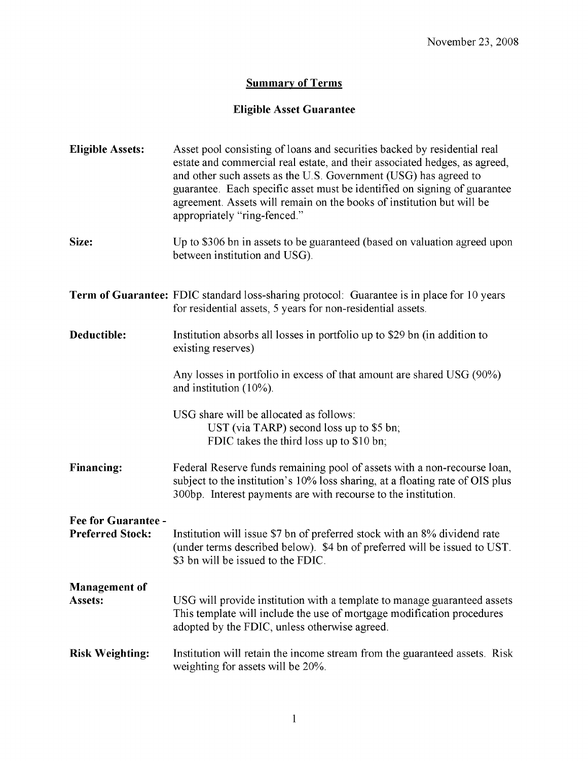November 23, 2008

## Summary of Terms

## Eligible Asset Guarantee

**Eligible Assets:** Asset pool consisting of loans and securities backed by residential real estate and commercial real estate, and their associated hedges, as agreed, and other such assets as the U.S. Government (USG) has agreed to guarantee. Each specific asset must be identified on signing of guarantee agreement. Assets will remain on the books of institution but will be appropriately "ring-fenced."

**Size:** Up to $306 bn in assets to be guaranteed (based on valuation agreed upon between institution and USG).

**Term of Guarantee:** FDIC standard loss-sharing protocol: Guarantee is in place for 10 years for residential assets, 5 years for non-residential assets.

**Deductible:** Institution absorbs all losses in portfolio up to $29 bn (in addition to existing reserves)

Any losses in portfolio in excess of that amount are shared USG (90%) and institution (10%).

USG share will be allocated as follows:
UST (via TARP) second loss up to $5 bn;
FDIC takes the third loss up to $10 bn;

**Financing:** Federal Reserve funds remaining pool of assets with a non-recourse loan, subject to the institution's 10% loss sharing, at a floating rate of OIS plus 300bp. Interest payments are with recourse to the institution.

**Fee for Guarantee - Preferred Stock:** Institution will issue $7 bn of preferred stock with an 8% dividend rate (under terms described below). $4 bn of preferred will be issued to UST. $3 bn will be issued to the FDIC.

**Management of Assets:** USG will provide institution with a template to manage guaranteed assets This template will include the use of mortgage modification procedures adopted by the FDIC, unless otherwise agreed.

**Risk Weighting:** Institution will retain the income stream from the guaranteed assets. Risk weighting for assets will be 20%.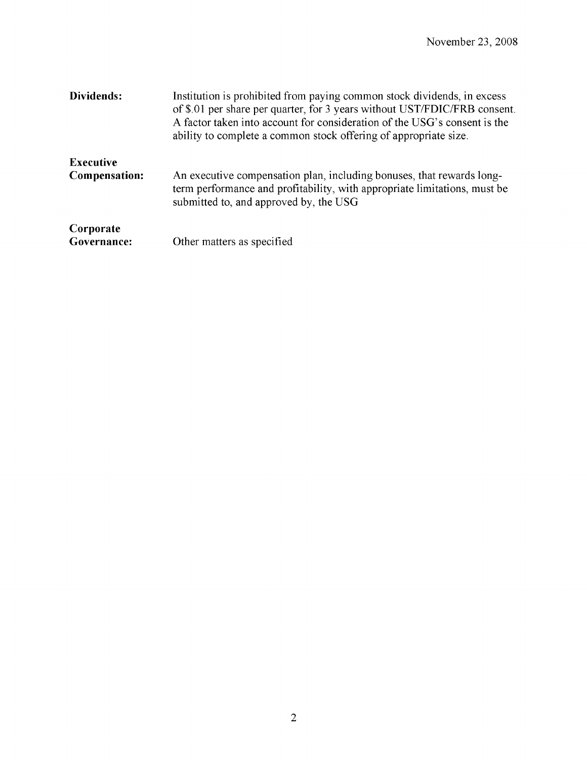November 23, 2008

**Dividends:** Institution is prohibited from paying common stock dividends, in excess of $.01 per share per quarter, for 3 years without UST/FDIC/FRB consent. A factor taken into account for consideration of the USG's consent is the ability to complete a common stock offering of appropriate size.

**Executive Compensation:** An executive compensation plan, including bonuses, that rewards long-term performance and profitability, with appropriate limitations, must be submitted to, and approved by, the USG

**Corporate Governance:** Other matters as specified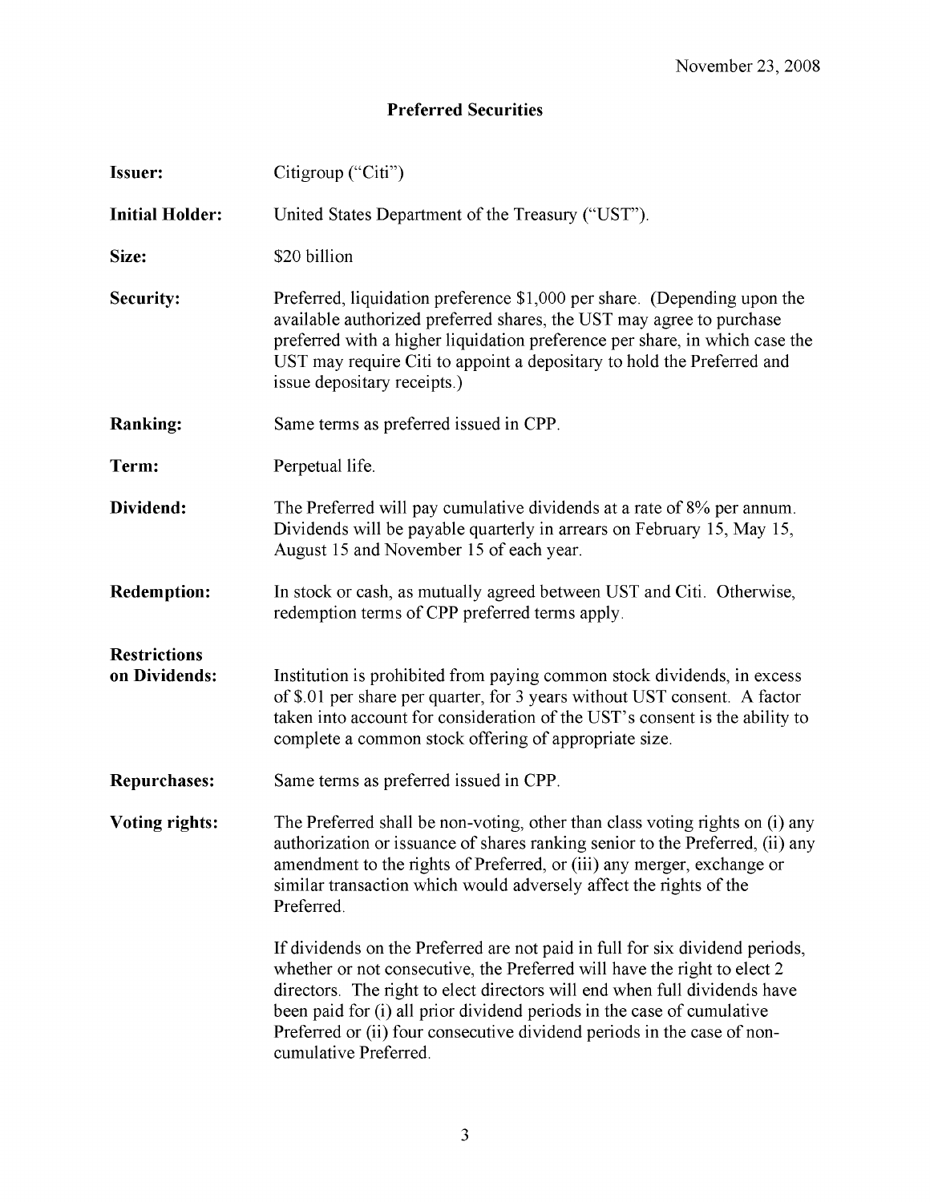November 23, 2008

## Preferred Securities

**Issuer:** Citigroup ("Citi")

**Initial Holder:** United States Department of the Treasury ("UST").

**Size:** $20 billion

**Security:** Preferred, liquidation preference $1,000 per share. (Depending upon the available authorized preferred shares, the UST may agree to purchase preferred with a higher liquidation preference per share, in which case the UST may require Citi to appoint a depositary to hold the Preferred and issue depositary receipts.)

**Ranking:** Same terms as preferred issued in CPP.

**Term:** Perpetual life.

**Dividend:** The Preferred will pay cumulative dividends at a rate of 8% per annum. Dividends will be payable quarterly in arrears on February 15, May 15, August 15 and November 15 of each year.

**Redemption:** In stock or cash, as mutually agreed between UST and Citi. Otherwise, redemption terms of CPP preferred terms apply.

**Restrictions on Dividends:** Institution is prohibited from paying common stock dividends, in excess of $.01 per share per quarter, for 3 years without UST consent. A factor taken into account for consideration of the UST's consent is the ability to complete a common stock offering of appropriate size.

**Repurchases:** Same terms as preferred issued in CPP.

**Voting rights:** The Preferred shall be non-voting, other than class voting rights on (i) any authorization or issuance of shares ranking senior to the Preferred, (ii) any amendment to the rights of Preferred, or (iii) any merger, exchange or similar transaction which would adversely affect the rights of the Preferred.

If dividends on the Preferred are not paid in full for six dividend periods, whether or not consecutive, the Preferred will have the right to elect 2 directors. The right to elect directors will end when full dividends have been paid for (i) all prior dividend periods in the case of cumulative Preferred or (ii) four consecutive dividend periods in the case of non-cumulative Preferred.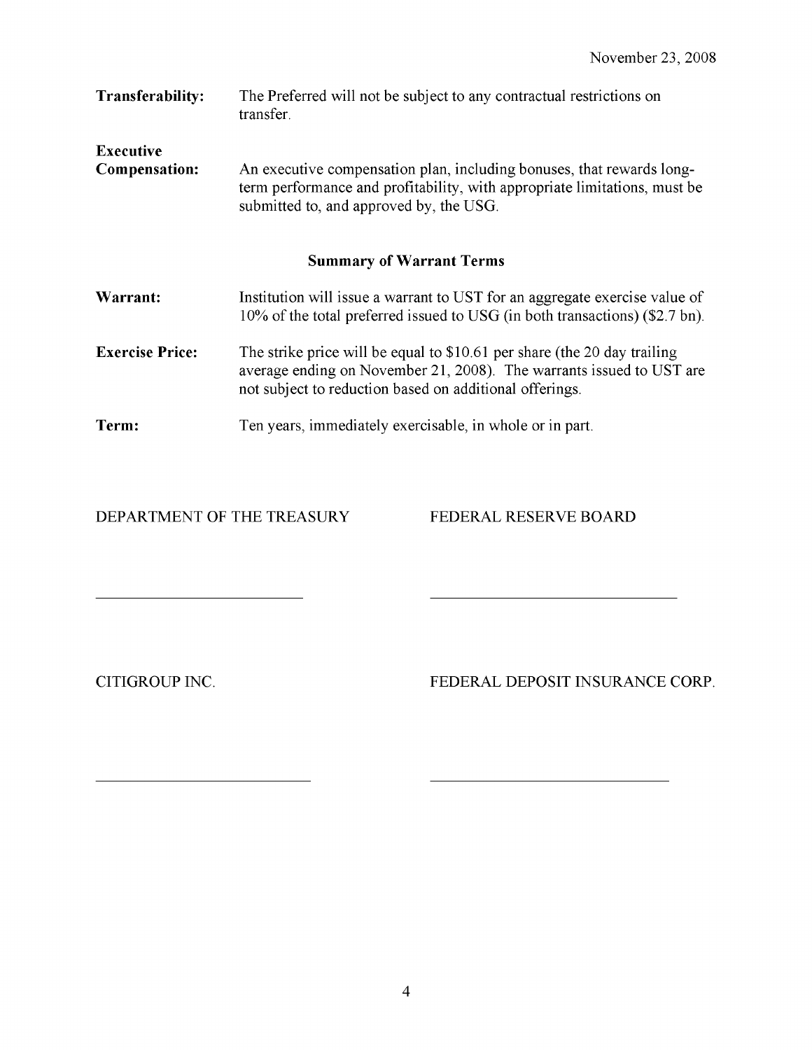November 23, 2008

**Transferability:** The Preferred will not be subject to any contractual restrictions on transfer.

**Executive Compensation:** An executive compensation plan, including bonuses, that rewards long-term performance and profitability, with appropriate limitations, must be submitted to, and approved by, the USG.

### Summary of Warrant Terms

**Warrant:** Institution will issue a warrant to UST for an aggregate exercise value of 10% of the total preferred issued to USG (in both transactions) ($2.7 bn).

**Exercise Price:** The strike price will be equal to $10.61 per share (the 20 day trailing average ending on November 21, 2008). The warrants issued to UST are not subject to reduction based on additional offerings.

**Term:** Ten years, immediately exercisable, in whole or in part.

| | |
|---|---|
| DEPARTMENT OF THE TREASURY | FEDERAL RESERVE BOARD |
| ____________________ | ____________________ |
| CITIGROUP INC. | FEDERAL DEPOSIT INSURANCE CORP. |
| ____________________ | ____________________ |